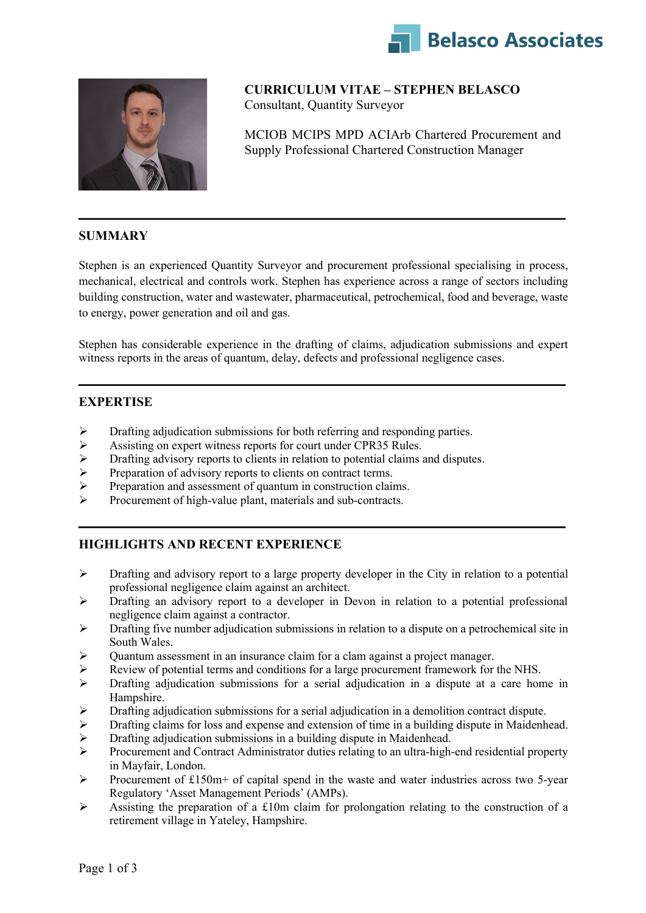Belasco Associates

# CURRICULUM VITAE – STEPHEN BELASCO

Consultant, Quantity Surveyor

MCIOB MCIPS MPD ACIArb Chartered Procurement and Supply Professional Chartered Construction Manager

---

## SUMMARY

Stephen is an experienced Quantity Surveyor and procurement professional specialising in process, mechanical, electrical and controls work. Stephen has experience across a range of sectors including building construction, water and wastewater, pharmaceutical, petrochemical, food and beverage, waste to energy, power generation and oil and gas.

Stephen has considerable experience in the drafting of claims, adjudication submissions and expert witness reports in the areas of quantum, delay, defects and professional negligence cases.

---

## EXPERTISE

- Drafting adjudication submissions for both referring and responding parties.
- Assisting on expert witness reports for court under CPR35 Rules.
- Drafting advisory reports to clients in relation to potential claims and disputes.
- Preparation of advisory reports to clients on contract terms.
- Preparation and assessment of quantum in construction claims.
- Procurement of high-value plant, materials and sub-contracts.

---

## HIGHLIGHTS AND RECENT EXPERIENCE

- Drafting and advisory report to a large property developer in the City in relation to a potential professional negligence claim against an architect.
- Drafting an advisory report to a developer in Devon in relation to a potential professional negligence claim against a contractor.
- Drafting five number adjudication submissions in relation to a dispute on a petrochemical site in South Wales.
- Quantum assessment in an insurance claim for a clam against a project manager.
- Review of potential terms and conditions for a large procurement framework for the NHS.
- Drafting adjudication submissions for a serial adjudication in a dispute at a care home in Hampshire.
- Drafting adjudication submissions for a serial adjudication in a demolition contract dispute.
- Drafting claims for loss and expense and extension of time in a building dispute in Maidenhead.
- Drafting adjudication submissions in a building dispute in Maidenhead.
- Procurement and Contract Administrator duties relating to an ultra-high-end residential property in Mayfair, London.
- Procurement of £150m+ of capital spend in the waste and water industries across two 5-year Regulatory 'Asset Management Periods' (AMPs).
- Assisting the preparation of a £10m claim for prolongation relating to the construction of a retirement village in Yateley, Hampshire.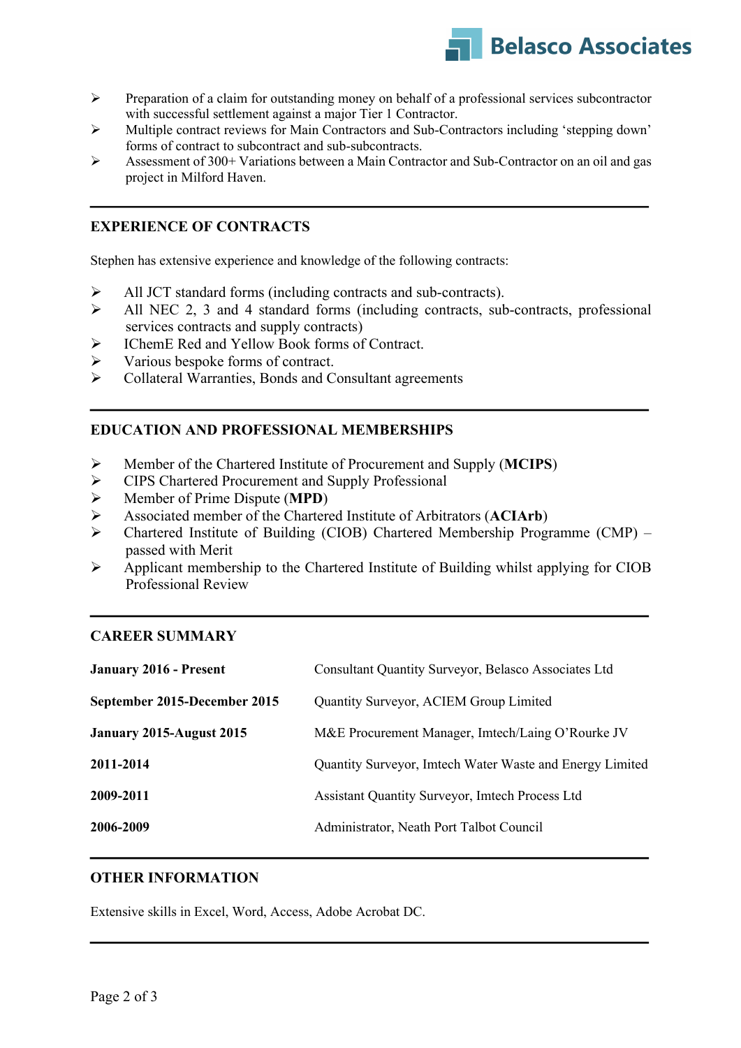- Preparation of a claim for outstanding money on behalf of a professional services subcontractor with successful settlement against a major Tier 1 Contractor.
- Multiple contract reviews for Main Contractors and Sub-Contractors including 'stepping down' forms of contract to subcontract and sub-subcontracts.
- Assessment of 300+ Variations between a Main Contractor and Sub-Contractor on an oil and gas project in Milford Haven.

---

## EXPERIENCE OF CONTRACTS

Stephen has extensive experience and knowledge of the following contracts:

- All JCT standard forms (including contracts and sub-contracts).
- All NEC 2, 3 and 4 standard forms (including contracts, sub-contracts, professional services contracts and supply contracts)
- IChemE Red and Yellow Book forms of Contract.
- Various bespoke forms of contract.
- Collateral Warranties, Bonds and Consultant agreements

---

## EDUCATION AND PROFESSIONAL MEMBERSHIPS

- Member of the Chartered Institute of Procurement and Supply (**MCIPS**)
- CIPS Chartered Procurement and Supply Professional
- Member of Prime Dispute (**MPD**)
- Associated member of the Chartered Institute of Arbitrators (**ACIArb**)
- Chartered Institute of Building (CIOB) Chartered Membership Programme (CMP) – passed with Merit
- Applicant membership to the Chartered Institute of Building whilst applying for CIOB Professional Review

---

## CAREER SUMMARY

| | |
|---|---|
| **January 2016 - Present** | Consultant Quantity Surveyor, Belasco Associates Ltd |
| **September 2015-December 2015** | Quantity Surveyor, ACIEM Group Limited |
| **January 2015-August 2015** | M&E Procurement Manager, Imtech/Laing O'Rourke JV |
| **2011-2014** | Quantity Surveyor, Imtech Water Waste and Energy Limited |
| **2009-2011** | Assistant Quantity Surveyor, Imtech Process Ltd |
| **2006-2009** | Administrator, Neath Port Talbot Council |

---

## OTHER INFORMATION

Extensive skills in Excel, Word, Access, Adobe Acrobat DC.

---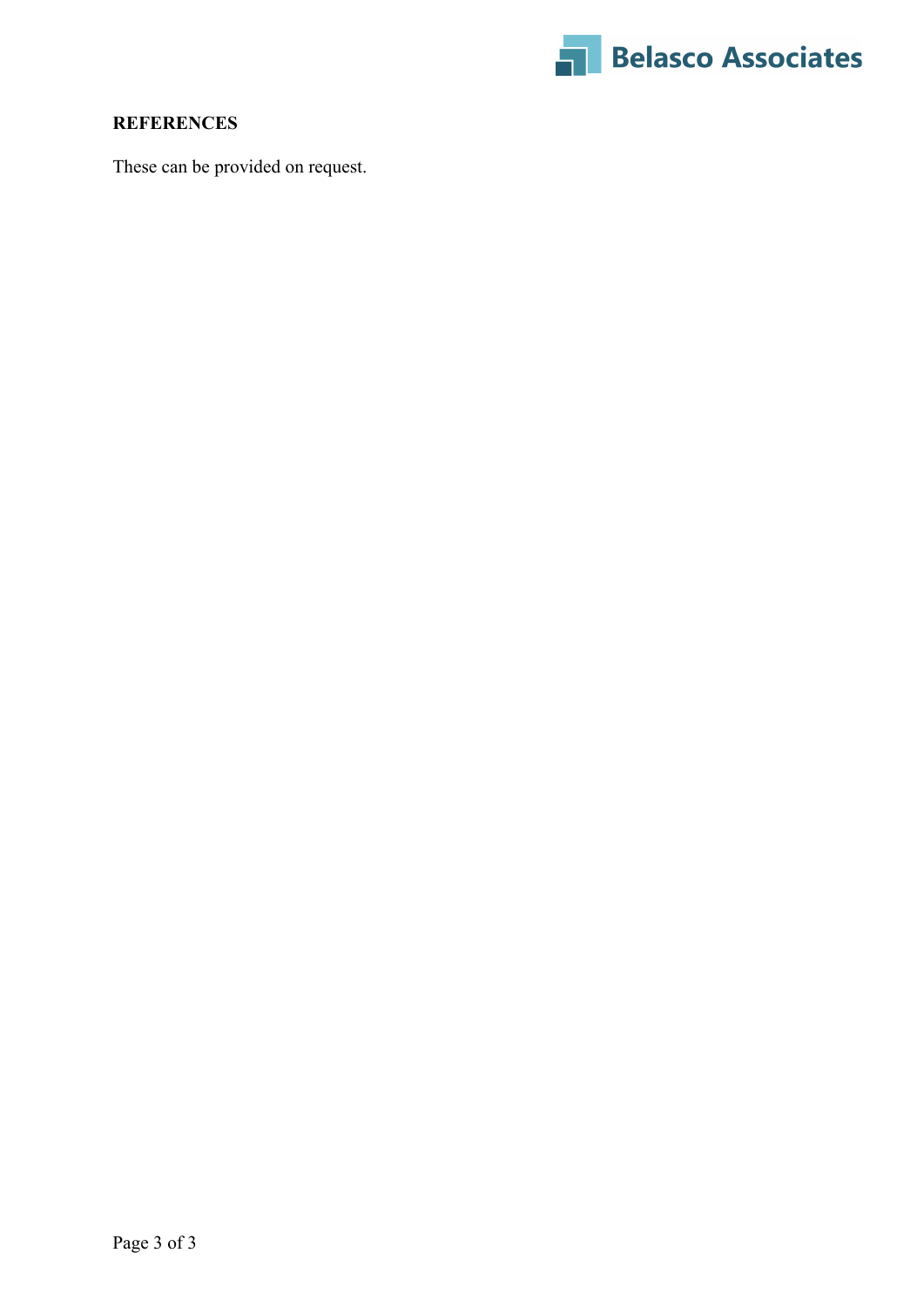**REFERENCES**

These can be provided on request.